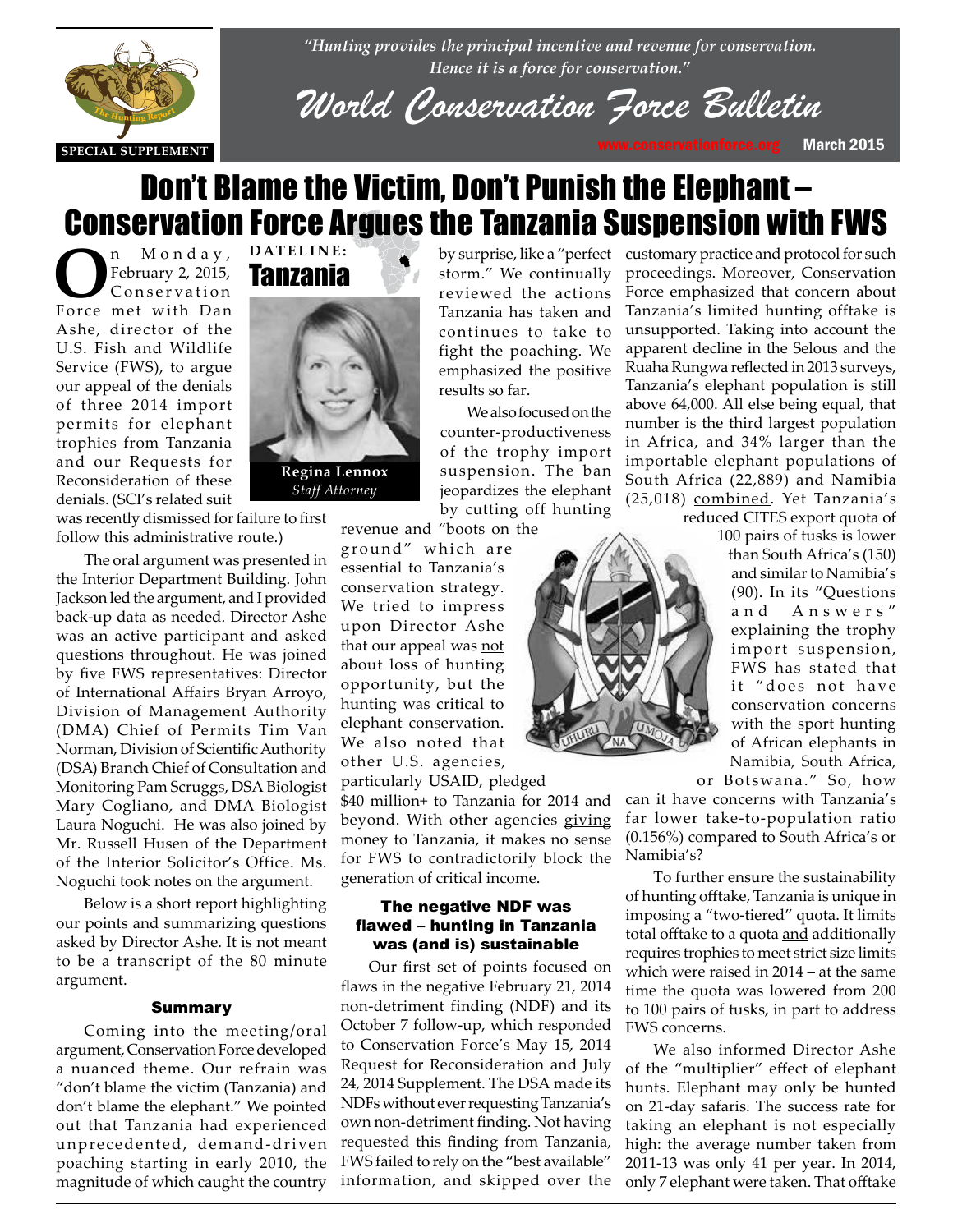*"Hunting provides the principal incentive and revenue for conservation. Hence it is a force for conservation."*

# World Conservation Force Bulletin

SPECIAL SUPPLEMENT

www.conservationforce.org March 2015

# Don't Blame the Victim, Don't Punish the Elephant – Conservation Force Argues the Tanzania Suspension with FWS

**DATELINE: Tanzania**

**Regina Lennox**
*Staff Attorney*

On Monday, February 2, 2015, Conservation Force met with Dan Ashe, director of the U.S. Fish and Wildlife Service (FWS), to argue our appeal of the denials of three 2014 import permits for elephant trophies from Tanzania and our Requests for Reconsideration of these denials. (SCI's related suit was recently dismissed for failure to first follow this administrative route.)

The oral argument was presented in the Interior Department Building. John Jackson led the argument, and I provided back-up data as needed. Director Ashe was an active participant and asked questions throughout. He was joined by five FWS representatives: Director of International Affairs Bryan Arroyo, Division of Management Authority (DMA) Chief of Permits Tim Van Norman, Division of Scientific Authority (DSA) Branch Chief of Consultation and Monitoring Pam Scruggs, DSA Biologist Mary Cogliano, and DMA Biologist Laura Noguchi. He was also joined by Mr. Russell Husen of the Department of the Interior Solicitor's Office. Ms. Noguchi took notes on the argument.

Below is a short report highlighting our points and summarizing questions asked by Director Ashe. It is not meant to be a transcript of the 80 minute argument.

### Summary

Coming into the meeting/oral argument, Conservation Force developed a nuanced theme. Our refrain was "don't blame the victim (Tanzania) and don't blame the elephant." We pointed out that Tanzania had experienced unprecedented, demand-driven poaching starting in early 2010, the magnitude of which caught the country by surprise, like a "perfect storm." We continually reviewed the actions Tanzania has taken and continues to take to fight the poaching. We emphasized the positive results so far.

We also focused on the counter-productiveness of the trophy import suspension. The ban jeopardizes the elephant by cutting off hunting revenue and "boots on the ground" which are essential to Tanzania's conservation strategy. We tried to impress upon Director Ashe that our appeal was not about loss of hunting opportunity, but the hunting was critical to elephant conservation. We also noted that other U.S. agencies, particularly USAID, pledged $40 million+ to Tanzania for 2014 and beyond. With other agencies giving money to Tanzania, it makes no sense for FWS to contradictorily block the generation of critical income.

### The negative NDF was flawed – hunting in Tanzania was (and is) sustainable

Our first set of points focused on flaws in the negative February 21, 2014 non-detriment finding (NDF) and its October 7 follow-up, which responded to Conservation Force's May 15, 2014 Request for Reconsideration and July 24, 2014 Supplement. The DSA made its NDFs without ever requesting Tanzania's own non-detriment finding. Not having requested this finding from Tanzania, FWS failed to rely on the "best available" information, and skipped over the customary practice and protocol for such proceedings. Moreover, Conservation Force emphasized that concern about Tanzania's limited hunting offtake is unsupported. Taking into account the apparent decline in the Selous and the Ruaha Rungwa reflected in 2013 surveys, Tanzania's elephant population is still above 64,000. All else being equal, that number is the third largest population in Africa, and 34% larger than the importable elephant populations of South Africa (22,889) and Namibia (25,018) combined. Yet Tanzania's reduced CITES export quota of 100 pairs of tusks is lower than South Africa's (150) and similar to Namibia's (90). In its "Questions and Answers" explaining the trophy import suspension, FWS has stated that it "does not have conservation concerns with the sport hunting of African elephants in Namibia, South Africa, or Botswana." So, how can it have concerns with Tanzania's far lower take-to-population ratio (0.156%) compared to South Africa's or Namibia's?

To further ensure the sustainability of hunting offtake, Tanzania is unique in imposing a "two-tiered" quota. It limits total offtake to a quota and additionally requires trophies to meet strict size limits which were raised in 2014 – at the same time the quota was lowered from 200 to 100 pairs of tusks, in part to address FWS concerns.

We also informed Director Ashe of the "multiplier" effect of elephant hunts. Elephant may only be hunted on 21-day safaris. The success rate for taking an elephant is not especially high: the average number taken from 2011-13 was only 41 per year. In 2014, only 7 elephant were taken. That offtake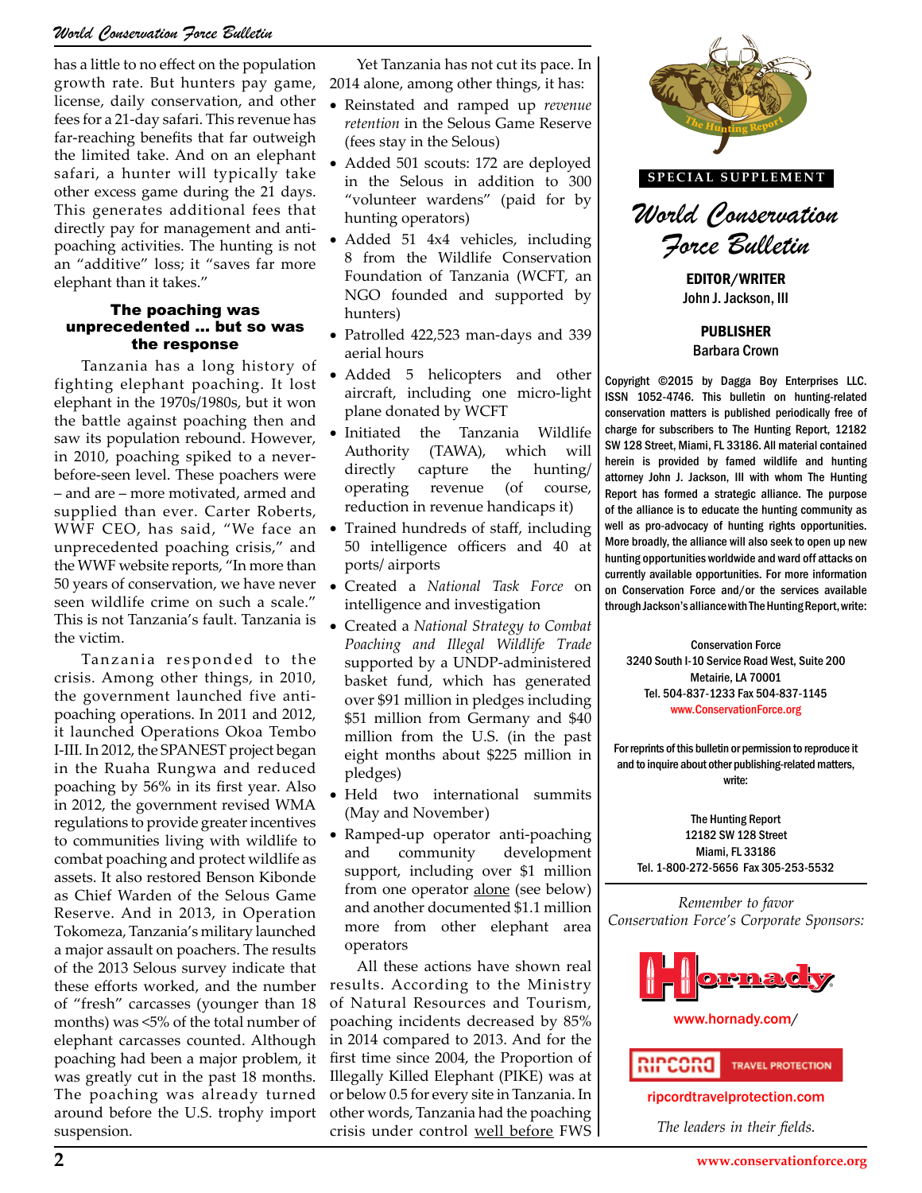has a little to no effect on the population growth rate. But hunters pay game, license, daily conservation, and other fees for a 21-day safari. This revenue has far-reaching benefits that far outweigh the limited take. And on an elephant safari, a hunter will typically take other excess game during the 21 days. This generates additional fees that directly pay for management and anti-poaching activities. The hunting is not an "additive" loss; it "saves far more elephant than it takes."

### The poaching was unprecedented ... but so was the response

Tanzania has a long history of fighting elephant poaching. It lost elephant in the 1970s/1980s, but it won the battle against poaching then and saw its population rebound. However, in 2010, poaching spiked to a never-before-seen level. These poachers were – and are – more motivated, armed and supplied than ever. Carter Roberts, WWF CEO, has said, "We face an unprecedented poaching crisis," and the WWF website reports, "In more than 50 years of conservation, we have never seen wildlife crime on such a scale." This is not Tanzania's fault. Tanzania is the victim.

Tanzania responded to the crisis. Among other things, in 2010, the government launched five anti-poaching operations. In 2011 and 2012, it launched Operations Okoa Tembo I-III. In 2012, the SPANEST project began in the Ruaha Rungwa and reduced poaching by 56% in its first year. Also in 2012, the government revised WMA regulations to provide greater incentives to communities living with wildlife to combat poaching and protect wildlife as assets. It also restored Benson Kibonde as Chief Warden of the Selous Game Reserve. And in 2013, in Operation Tokomeza, Tanzania's military launched a major assault on poachers. The results of the 2013 Selous survey indicate that these efforts worked, and the number of "fresh" carcasses (younger than 18 months) was <5% of the total number of elephant carcasses counted. Although poaching had been a major problem, it was greatly cut in the past 18 months. The poaching was already turned around before the U.S. trophy import suspension.

Yet Tanzania has not cut its pace. In 2014 alone, among other things, it has:

- Reinstated and ramped up *revenue retention* in the Selous Game Reserve (fees stay in the Selous)
- Added 501 scouts: 172 are deployed in the Selous in addition to 300 "volunteer wardens" (paid for by hunting operators)
- Added 51 4x4 vehicles, including 8 from the Wildlife Conservation Foundation of Tanzania (WCFT, an NGO founded and supported by hunters)
- Patrolled 422,523 man-days and 339 aerial hours
- Added 5 helicopters and other aircraft, including one micro-light plane donated by WCFT
- Initiated the Tanzania Wildlife Authority (TAWA), which will directly capture the hunting/ operating revenue (of course, reduction in revenue handicaps it)
- Trained hundreds of staff, including 50 intelligence officers and 40 at ports/ airports
- Created a *National Task Force* on intelligence and investigation
- Created a *National Strategy to Combat Poaching and Illegal Wildlife Trade* supported by a UNDP-administered basket fund, which has generated over $91 million in pledges including $51 million from Germany and $40 million from the U.S. (in the past eight months about $225 million in pledges)
- Held two international summits (May and November)
- Ramped-up operator anti-poaching and community development support, including over $1 million from one operator <u>alone</u> (see below) and another documented $1.1 million more from other elephant area operators

All these actions have shown real results. According to the Ministry of Natural Resources and Tourism, poaching incidents decreased by 85% in 2014 compared to 2013. And for the first time since 2004, the Proportion of Illegally Killed Elephant (PIKE) was at or below 0.5 for every site in Tanzania. In other words, Tanzania had the poaching crisis under control <u>well before</u> FWS

---

SPECIAL SUPPLEMENT

*World Conservation Force Bulletin*

**EDITOR/WRITER**
John J. Jackson, III

**PUBLISHER**
Barbara Crown

Copyright ©2015 by Dagga Boy Enterprises LLC. ISSN 1052-4746. This bulletin on hunting-related conservation matters is published periodically free of charge for subscribers to The Hunting Report, 12182 SW 128 Street, Miami, FL 33186. All material contained herein is provided by famed wildlife and hunting attorney John J. Jackson, III with whom The Hunting Report has formed a strategic alliance. The purpose of the alliance is to educate the hunting community as well as pro-advocacy of hunting rights opportunities. More broadly, the alliance will also seek to open up new hunting opportunities worldwide and ward off attacks on currently available opportunities. For more information on Conservation Force and/or the services available through Jackson's alliance with The Hunting Report, write:

Conservation Force
3240 South I-10 Service Road West, Suite 200
Metairie, LA 70001
Tel. 504-837-1233 Fax 504-837-1145
www.ConservationForce.org

For reprints of this bulletin or permission to reproduce it and to inquire about other publishing-related matters, write:

The Hunting Report
12182 SW 128 Street
Miami, FL 33186
Tel. 1-800-272-5656 Fax 305-253-5532

*Remember to favor Conservation Force's Corporate Sponsors:*

Hornady
www.hornady.com/

RIPCORD TRAVEL PROTECTION
ripcordtravelprotection.com

*The leaders in their fields.*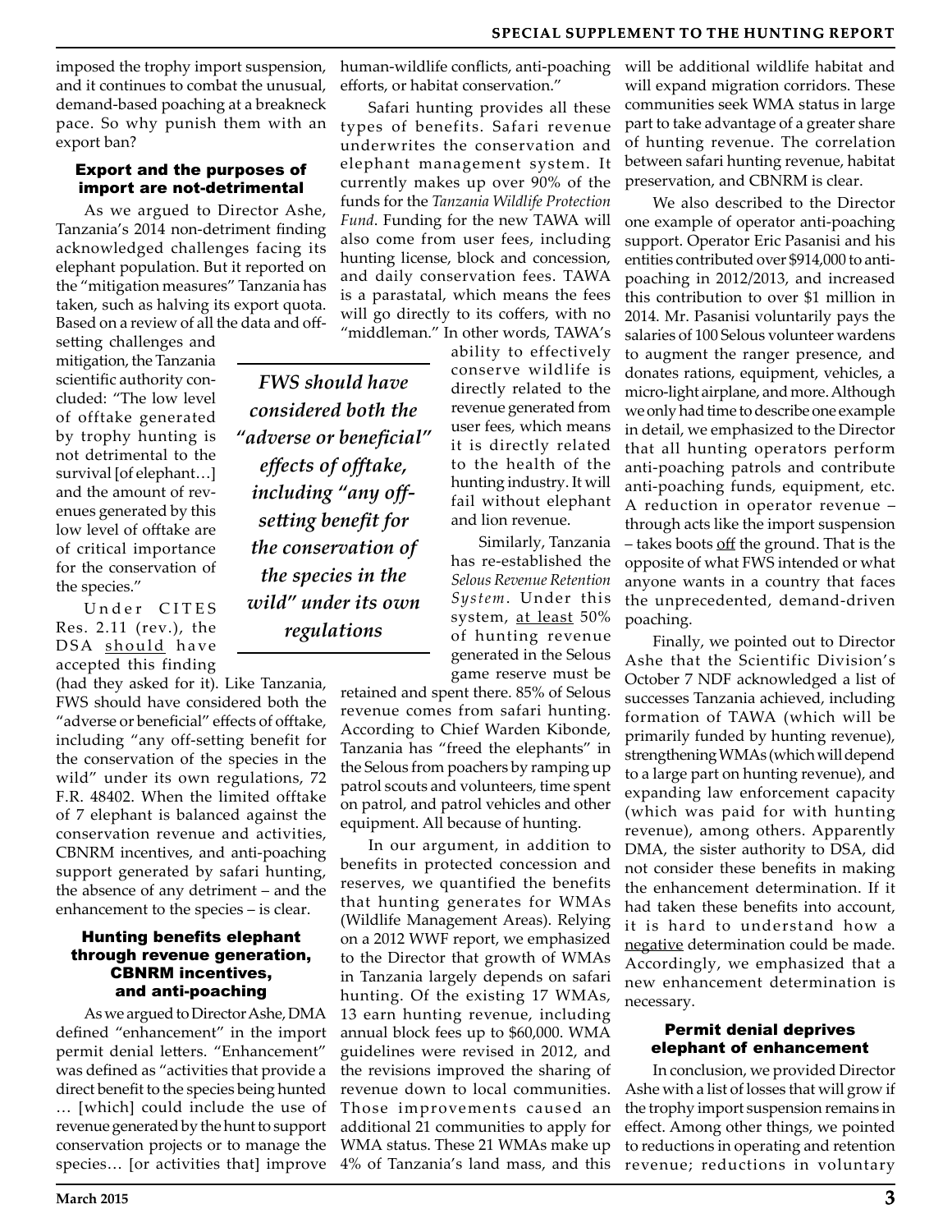imposed the trophy import suspension, and it continues to combat the unusual, demand-based poaching at a breakneck pace. So why punish them with an export ban?

### Export and the purposes of import are not-detrimental

As we argued to Director Ashe, Tanzania's 2014 non-detriment finding acknowledged challenges facing its elephant population. But it reported on the "mitigation measures" Tanzania has taken, such as halving its export quota. Based on a review of all the data and off-setting challenges and mitigation, the Tanzania scientific authority concluded: "The low level of offtake generated by trophy hunting is not detrimental to the survival [of elephant…] and the amount of revenues generated by this low level of offtake are of critical importance for the conservation of the species."

Under CITES Res. 2.11 (rev.), the DSA should have accepted this finding (had they asked for it). Like Tanzania, FWS should have considered both the "adverse or beneficial" effects of offtake, including "any off-setting benefit for the conservation of the species in the wild" under its own regulations, 72 F.R. 48402. When the limited offtake of 7 elephant is balanced against the conservation revenue and activities, CBNRM incentives, and anti-poaching support generated by safari hunting, the absence of any detriment – and the enhancement to the species – is clear.

> *FWS should have considered both the "adverse or beneficial" effects of offtake, including "any off-setting benefit for the conservation of the species in the wild" under its own regulations*

### Hunting benefits elephant through revenue generation, CBNRM incentives, and anti-poaching

As we argued to Director Ashe, DMA defined "enhancement" in the import permit denial letters. "Enhancement" was defined as "activities that provide a direct benefit to the species being hunted … [which] could include the use of revenue generated by the hunt to support conservation projects or to manage the species… [or activities that] improve human-wildlife conflicts, anti-poaching efforts, or habitat conservation."

Safari hunting provides all these types of benefits. Safari revenue underwrites the conservation and elephant management system. It currently makes up over 90% of the funds for the *Tanzania Wildlife Protection Fund*. Funding for the new TAWA will also come from user fees, including hunting license, block and concession, and daily conservation fees. TAWA is a parastatal, which means the fees will go directly to its coffers, with no "middleman." In other words, TAWA's ability to effectively conserve wildlife is directly related to the revenue generated from user fees, which means it is directly related to the health of the hunting industry. It will fail without elephant and lion revenue.

Similarly, Tanzania has re-established the *Selous Revenue Retention System*. Under this system, at least 50% of hunting revenue generated in the Selous game reserve must be retained and spent there. 85% of Selous revenue comes from safari hunting. According to Chief Warden Kibonde, Tanzania has "freed the elephants" in the Selous from poachers by ramping up patrol scouts and volunteers, time spent on patrol, and patrol vehicles and other equipment. All because of hunting.

In our argument, in addition to benefits in protected concession and reserves, we quantified the benefits that hunting generates for WMAs (Wildlife Management Areas). Relying on a 2012 WWF report, we emphasized to the Director that growth of WMAs in Tanzania largely depends on safari hunting. Of the existing 17 WMAs, 13 earn hunting revenue, including annual block fees up to $60,000. WMA guidelines were revised in 2012, and the revisions improved the sharing of revenue down to local communities. Those improvements caused an additional 21 communities to apply for WMA status. These 21 WMAs make up 4% of Tanzania's land mass, and this will be additional wildlife habitat and will expand migration corridors. These communities seek WMA status in large part to take advantage of a greater share of hunting revenue. The correlation between safari hunting revenue, habitat preservation, and CBNRM is clear.

We also described to the Director one example of operator anti-poaching support. Operator Eric Pasanisi and his entities contributed over $914,000 to anti-poaching in 2012/2013, and increased this contribution to over $1 million in 2014. Mr. Pasanisi voluntarily pays the salaries of 100 Selous volunteer wardens to augment the ranger presence, and donates rations, equipment, vehicles, a micro-light airplane, and more. Although we only had time to describe one example in detail, we emphasized to the Director that all hunting operators perform anti-poaching patrols and contribute anti-poaching funds, equipment, etc. A reduction in operator revenue – through acts like the import suspension – takes boots off the ground. That is the opposite of what FWS intended or what anyone wants in a country that faces the unprecedented, demand-driven poaching.

Finally, we pointed out to Director Ashe that the Scientific Division's October 7 NDF acknowledged a list of successes Tanzania achieved, including formation of TAWA (which will be primarily funded by hunting revenue), strengthening WMAs (which will depend to a large part on hunting revenue), and expanding law enforcement capacity (which was paid for with hunting revenue), among others. Apparently DMA, the sister authority to DSA, did not consider these benefits in making the enhancement determination. If it had taken these benefits into account, it is hard to understand how a negative determination could be made. Accordingly, we emphasized that a new enhancement determination is necessary.

### Permit denial deprives elephant of enhancement

In conclusion, we provided Director Ashe with a list of losses that will grow if the trophy import suspension remains in effect. Among other things, we pointed to reductions in operating and retention revenue; reductions in voluntary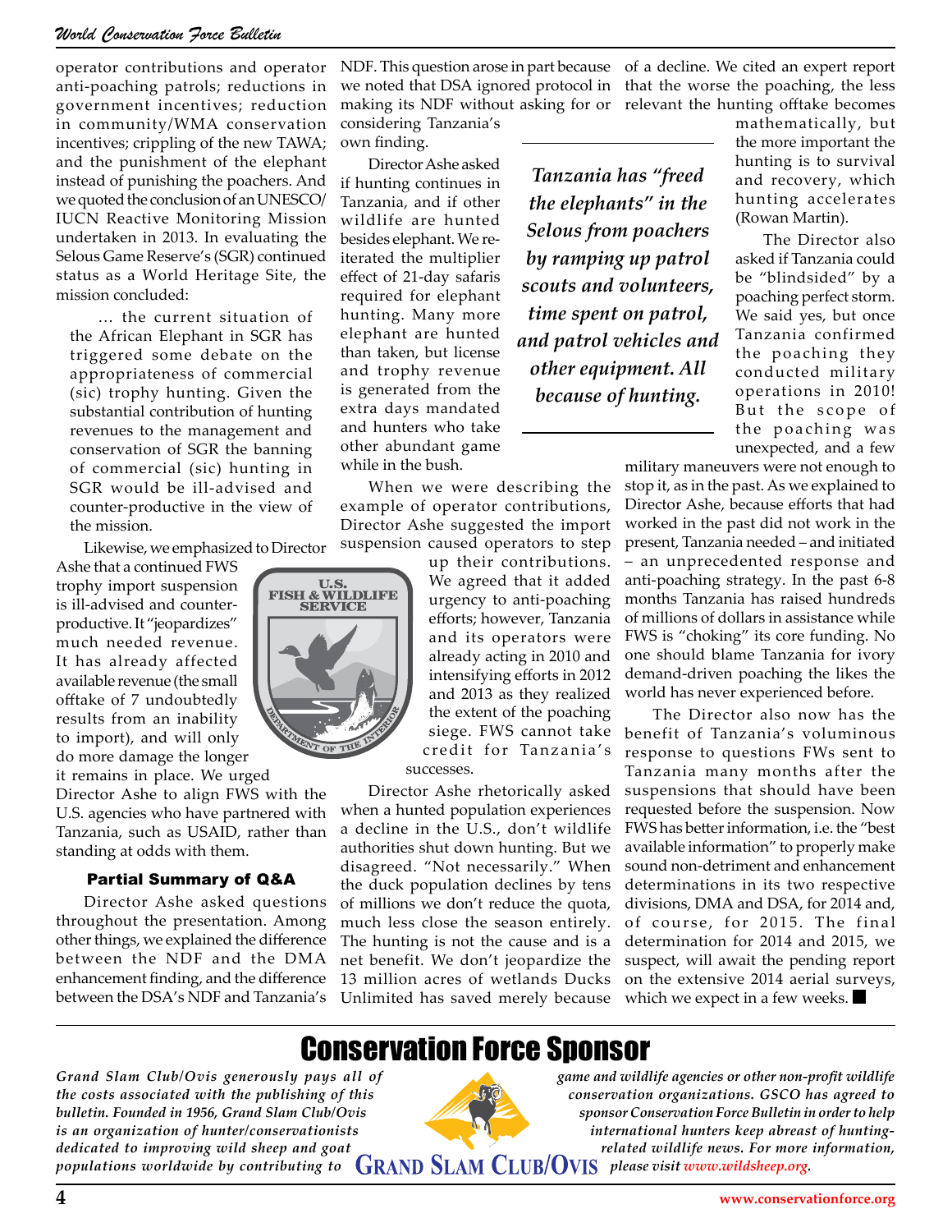operator contributions and operator anti-poaching patrols; reductions in government incentives; reduction in community/WMA conservation incentives; crippling of the new TAWA; and the punishment of the elephant instead of punishing the poachers. And we quoted the conclusion of an UNESCO/IUCN Reactive Monitoring Mission undertaken in 2013. In evaluating the Selous Game Reserve's (SGR) continued status as a World Heritage Site, the mission concluded:

> … the current situation of the African Elephant in SGR has triggered some debate on the appropriateness of commercial (sic) trophy hunting. Given the substantial contribution of hunting revenues to the management and conservation of SGR the banning of commercial (sic) hunting in SGR would be ill-advised and counter-productive in the view of the mission.

Likewise, we emphasized to Director Ashe that a continued FWS trophy import suspension is ill-advised and counter-productive. It "jeopardizes" much needed revenue. It has already affected available revenue (the small offtake of 7 undoubtedly results from an inability to import), and will only do more damage the longer it remains in place. We urged Director Ashe to align FWS with the U.S. agencies who have partnered with Tanzania, such as USAID, rather than standing at odds with them.

### Partial Summary of Q&A

Director Ashe asked questions throughout the presentation. Among other things, we explained the difference between the NDF and the DMA enhancement finding, and the difference between the DSA's NDF and Tanzania's NDF. This question arose in part because we noted that DSA ignored protocol in making its NDF without asking for or considering Tanzania's own finding.

Director Ashe asked if hunting continues in Tanzania, and if other wildlife are hunted besides elephant. We re-iterated the multiplier effect of 21-day safaris required for elephant hunting. Many more elephant are hunted than taken, but license and trophy revenue is generated from the extra days mandated and hunters who take other abundant game while in the bush.

When we were describing the example of operator contributions, Director Ashe suggested the import suspension caused operators to step up their contributions. We agreed that it added urgency to anti-poaching efforts; however, Tanzania and its operators were already acting in 2010 and intensifying efforts in 2012 and 2013 as they realized the extent of the poaching siege. FWS cannot take credit for Tanzania's successes.

*Tanzania has "freed the elephants" in the Selous from poachers by ramping up patrol scouts and volunteers, time spent on patrol, and patrol vehicles and other equipment. All because of hunting.*

Director Ashe rhetorically asked when a hunted population experiences a decline in the U.S., don't wildlife authorities shut down hunting. But we disagreed. "Not necessarily." When the duck population declines by tens of millions we don't reduce the quota, much less close the season entirely. The hunting is not the cause and is a net benefit. We don't jeopardize the 13 million acres of wetlands Ducks Unlimited has saved merely because of a decline. We cited an expert report that the worse the poaching, the less relevant the hunting offtake becomes mathematically, but the more important the hunting is to survival and recovery, which hunting accelerates (Rowan Martin).

The Director also asked if Tanzania could be "blindsided" by a poaching perfect storm. We said yes, but once Tanzania confirmed the poaching they conducted military operations in 2010! But the scope of the poaching was unexpected, and a few military maneuvers were not enough to stop it, as in the past. As we explained to Director Ashe, because efforts that had worked in the past did not work in the present, Tanzania needed – and initiated – an unprecedented response and anti-poaching strategy. In the past 6-8 months Tanzania has raised hundreds of millions of dollars in assistance while FWS is "choking" its core funding. No one should blame Tanzania for ivory demand-driven poaching the likes the world has never experienced before.

The Director also now has the benefit of Tanzania's voluminous response to questions FWs sent to Tanzania many months after the suspensions that should have been requested before the suspension. Now FWS has better information, i.e. the "best available information" to properly make sound non-detriment and enhancement determinations in its two respective divisions, DMA and DSA, for 2014 and, of course, for 2015. The final determination for 2014 and 2015, we suspect, will await the pending report on the extensive 2014 aerial surveys, which we expect in a few weeks. ■

## Conservation Force Sponsor

*Grand Slam Club/Ovis generously pays all of the costs associated with the publishing of this bulletin. Founded in 1956, Grand Slam Club/Ovis is an organization of hunter/conservationists dedicated to improving wild sheep and goat populations worldwide by contributing to game and wildlife agencies or other non-profit wildlife conservation organizations. GSCO has agreed to sponsor Conservation Force Bulletin in order to help international hunters keep abreast of hunting-related wildlife news. For more information, please visit www.wildsheep.org.*

GRAND SLAM CLUB/OVIS